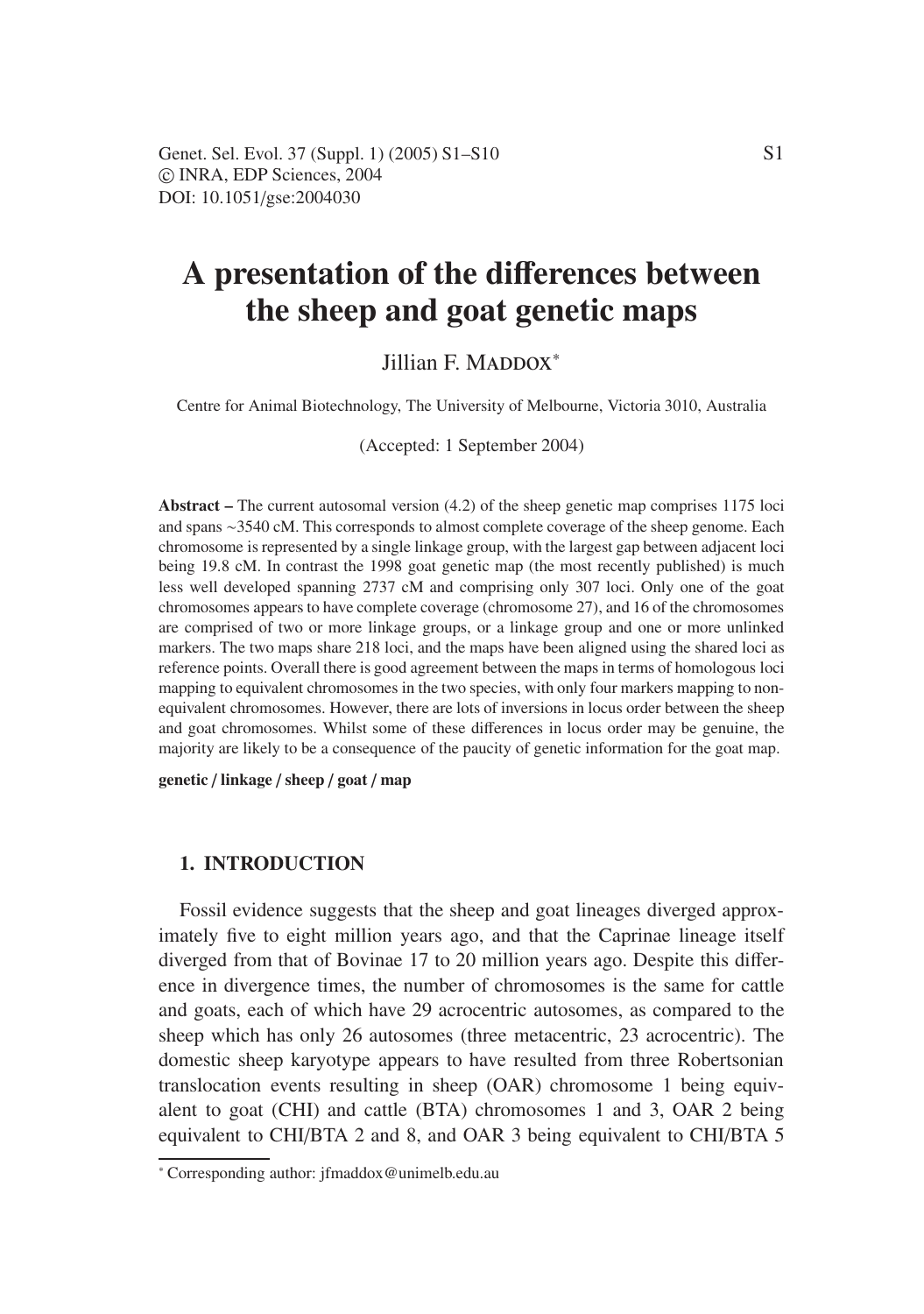# A presentation of the differences between the sheep and goat genetic maps

Jillian F. MADDOX[*]

Centre for Animal Biotechnology, The University of Melbourne, Victoria 3010, Australia

(Accepted: 1 September 2004)

**Abstract –** The current autosomal version (4.2) of the sheep genetic map comprises 1175 loci and spans ~3540 cM. This corresponds to almost complete coverage of the sheep genome. Each chromosome is represented by a single linkage group, with the largest gap between adjacent loci being 19.8 cM. In contrast the 1998 goat genetic map (the most recently published) is much less well developed spanning 2737 cM and comprising only 307 loci. Only one of the goat chromosomes appears to have complete coverage (chromosome 27), and 16 of the chromosomes are comprised of two or more linkage groups, or a linkage group and one or more unlinked markers. The two maps share 218 loci, and the maps have been aligned using the shared loci as reference points. Overall there is good agreement between the maps in terms of homologous loci mapping to equivalent chromosomes in the two species, with only four markers mapping to non-equivalent chromosomes. However, there are lots of inversions in locus order between the sheep and goat chromosomes. Whilst some of these differences in locus order may be genuine, the majority are likely to be a consequence of the paucity of genetic information for the goat map.

**genetic / linkage / sheep / goat / map**

## 1. INTRODUCTION

Fossil evidence suggests that the sheep and goat lineages diverged approximately five to eight million years ago, and that the Caprinae lineage itself diverged from that of Bovinae 17 to 20 million years ago. Despite this difference in divergence times, the number of chromosomes is the same for cattle and goats, each of which have 29 acrocentric autosomes, as compared to the sheep which has only 26 autosomes (three metacentric, 23 acrocentric). The domestic sheep karyotype appears to have resulted from three Robertsonian translocation events resulting in sheep (OAR) chromosome 1 being equivalent to goat (CHI) and cattle (BTA) chromosomes 1 and 3, OAR 2 being equivalent to CHI/BTA 2 and 8, and OAR 3 being equivalent to CHI/BTA 5

[*] Corresponding author: jfmaddox@unimelb.edu.au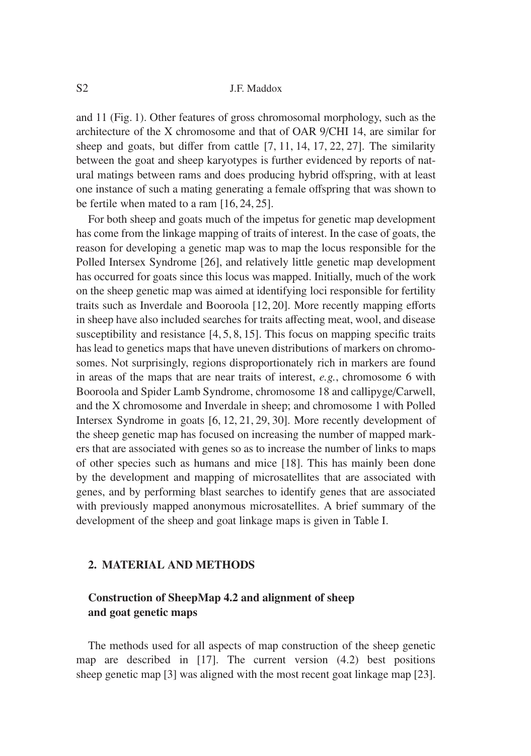and 11 (Fig. 1). Other features of gross chromosomal morphology, such as the architecture of the X chromosome and that of OAR 9/CHI 14, are similar for sheep and goats, but differ from cattle [7, 11, 14, 17, 22, 27]. The similarity between the goat and sheep karyotypes is further evidenced by reports of natural matings between rams and does producing hybrid offspring, with at least one instance of such a mating generating a female offspring that was shown to be fertile when mated to a ram [16, 24, 25].

For both sheep and goats much of the impetus for genetic map development has come from the linkage mapping of traits of interest. In the case of goats, the reason for developing a genetic map was to map the locus responsible for the Polled Intersex Syndrome [26], and relatively little genetic map development has occurred for goats since this locus was mapped. Initially, much of the work on the sheep genetic map was aimed at identifying loci responsible for fertility traits such as Inverdale and Booroola [12, 20]. More recently mapping efforts in sheep have also included searches for traits affecting meat, wool, and disease susceptibility and resistance [4, 5, 8, 15]. This focus on mapping specific traits has lead to genetics maps that have uneven distributions of markers on chromosomes. Not surprisingly, regions disproportionately rich in markers are found in areas of the maps that are near traits of interest, *e.g.*, chromosome 6 with Booroola and Spider Lamb Syndrome, chromosome 18 and callipyge/Carwell, and the X chromosome and Inverdale in sheep; and chromosome 1 with Polled Intersex Syndrome in goats [6, 12, 21, 29, 30]. More recently development of the sheep genetic map has focused on increasing the number of mapped markers that are associated with genes so as to increase the number of links to maps of other species such as humans and mice [18]. This has mainly been done by the development and mapping of microsatellites that are associated with genes, and by performing blast searches to identify genes that are associated with previously mapped anonymous microsatellites. A brief summary of the development of the sheep and goat linkage maps is given in Table I.

## 2. MATERIAL AND METHODS

### Construction of SheepMap 4.2 and alignment of sheep and goat genetic maps

The methods used for all aspects of map construction of the sheep genetic map are described in [17]. The current version (4.2) best positions sheep genetic map [3] was aligned with the most recent goat linkage map [23].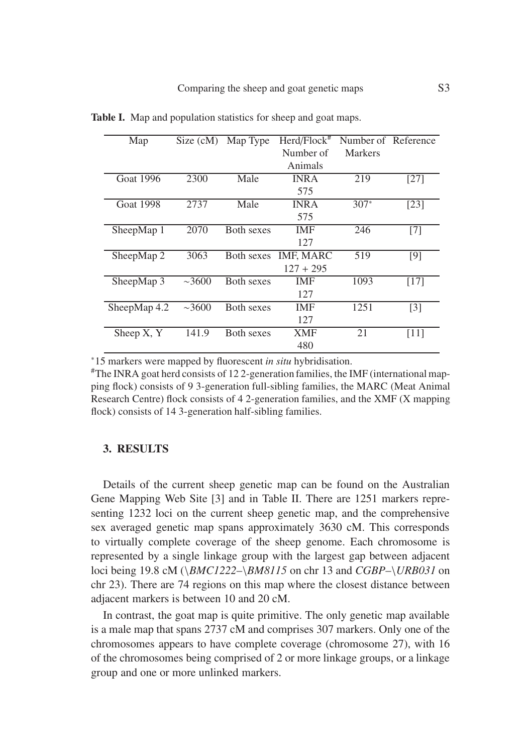**Table I.** Map and population statistics for sheep and goat maps.

| Map | Size (cM) | Map Type | Herd/Flock[#] Number of Animals | Number of Markers | Reference |
|---|---|---|---|---|---|
| Goat 1996 | 2300 | Male | INRA 575 | 219 | [27] |
| Goat 1998 | 2737 | Male | INRA 575 | 307* | [23] |
| SheepMap 1 | 2070 | Both sexes | IMF 127 | 246 | [7] |
| SheepMap 2 | 3063 | Both sexes | IMF, MARC 127 + 295 | 519 | [9] |
| SheepMap 3 | ~3600 | Both sexes | IMF 127 | 1093 | [17] |
| SheepMap 4.2 | ~3600 | Both sexes | IMF 127 | 1251 | [3] |
| Sheep X, Y | 141.9 | Both sexes | XMF 480 | 21 | [11] |

*15 markers were mapped by fluorescent *in situ* hybridisation.

#The INRA goat herd consists of 12 2-generation families, the IMF (international mapping flock) consists of 9 3-generation full-sibling families, the MARC (Meat Animal Research Centre) flock consists of 4 2-generation families, and the XMF (X mapping flock) consists of 14 3-generation half-sibling families.

## 3. RESULTS

Details of the current sheep genetic map can be found on the Australian Gene Mapping Web Site [3] and in Table II. There are 1251 markers representing 1232 loci on the current sheep genetic map, and the comprehensive sex averaged genetic map spans approximately 3630 cM. This corresponds to virtually complete coverage of the sheep genome. Each chromosome is represented by a single linkage group with the largest gap between adjacent loci being 19.8 cM (*\BMC1222–\BM8115* on chr 13 and *CGBP–\URB031* on chr 23). There are 74 regions on this map where the closest distance between adjacent markers is between 10 and 20 cM.

In contrast, the goat map is quite primitive. The only genetic map available is a male map that spans 2737 cM and comprises 307 markers. Only one of the chromosomes appears to have complete coverage (chromosome 27), with 16 of the chromosomes being comprised of 2 or more linkage groups, or a linkage group and one or more unlinked markers.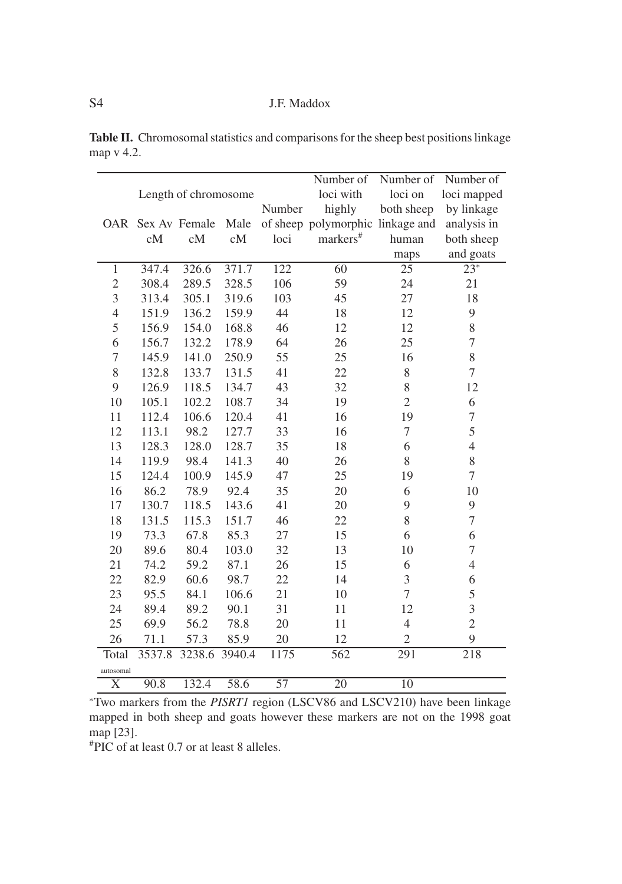**Table II.** Chromosomal statistics and comparisons for the sheep best positions linkage map v 4.2.

| OAR | Length of chromosome | | | Number of sheep loci | Number of loci with highly polymorphic markers[#] | Number of loci on both sheep linkage and human maps | Number of loci mapped by linkage analysis in both sheep and goats |
|---|---|---|---|---|---|---|---|
| | Sex Av cM | Female cM | Male cM | | | | |
| 1 | 347.4 | 326.6 | 371.7 | 122 | 60 | 25 | 23* |
| 2 | 308.4 | 289.5 | 328.5 | 106 | 59 | 24 | 21 |
| 3 | 313.4 | 305.1 | 319.6 | 103 | 45 | 27 | 18 |
| 4 | 151.9 | 136.2 | 159.9 | 44 | 18 | 12 | 9 |
| 5 | 156.9 | 154.0 | 168.8 | 46 | 12 | 12 | 8 |
| 6 | 156.7 | 132.2 | 178.9 | 64 | 26 | 25 | 7 |
| 7 | 145.9 | 141.0 | 250.9 | 55 | 25 | 16 | 8 |
| 8 | 132.8 | 133.7 | 131.5 | 41 | 22 | 8 | 7 |
| 9 | 126.9 | 118.5 | 134.7 | 43 | 32 | 8 | 12 |
| 10 | 105.1 | 102.2 | 108.7 | 34 | 19 | 2 | 6 |
| 11 | 112.4 | 106.6 | 120.4 | 41 | 16 | 19 | 7 |
| 12 | 113.1 | 98.2 | 127.7 | 33 | 16 | 7 | 5 |
| 13 | 128.3 | 128.0 | 128.7 | 35 | 18 | 6 | 4 |
| 14 | 119.9 | 98.4 | 141.3 | 40 | 26 | 8 | 8 |
| 15 | 124.4 | 100.9 | 145.9 | 47 | 25 | 19 | 7 |
| 16 | 86.2 | 78.9 | 92.4 | 35 | 20 | 6 | 10 |
| 17 | 130.7 | 118.5 | 143.6 | 41 | 20 | 9 | 9 |
| 18 | 131.5 | 115.3 | 151.7 | 46 | 22 | 8 | 7 |
| 19 | 73.3 | 67.8 | 85.3 | 27 | 15 | 6 | 6 |
| 20 | 89.6 | 80.4 | 103.0 | 32 | 13 | 10 | 7 |
| 21 | 74.2 | 59.2 | 87.1 | 26 | 15 | 6 | 4 |
| 22 | 82.9 | 60.6 | 98.7 | 22 | 14 | 3 | 6 |
| 23 | 95.5 | 84.1 | 106.6 | 21 | 10 | 7 | 5 |
| 24 | 89.4 | 89.2 | 90.1 | 31 | 11 | 12 | 3 |
| 25 | 69.9 | 56.2 | 78.8 | 20 | 11 | 4 | 2 |
| 26 | 71.1 | 57.3 | 85.9 | 20 | 12 | 2 | 9 |
| Total autosomal | 3537.8 | 3238.6 | 3940.4 | 1175 | 562 | 291 | 218 |
| X | 90.8 | 132.4 | 58.6 | 57 | 20 | 10 | |

*Two markers from the *PISRT1* region (LSCV86 and LSCV210) have been linkage mapped in both sheep and goats however these markers are not on the 1998 goat map [23].

#PIC of at least 0.7 or at least 8 alleles.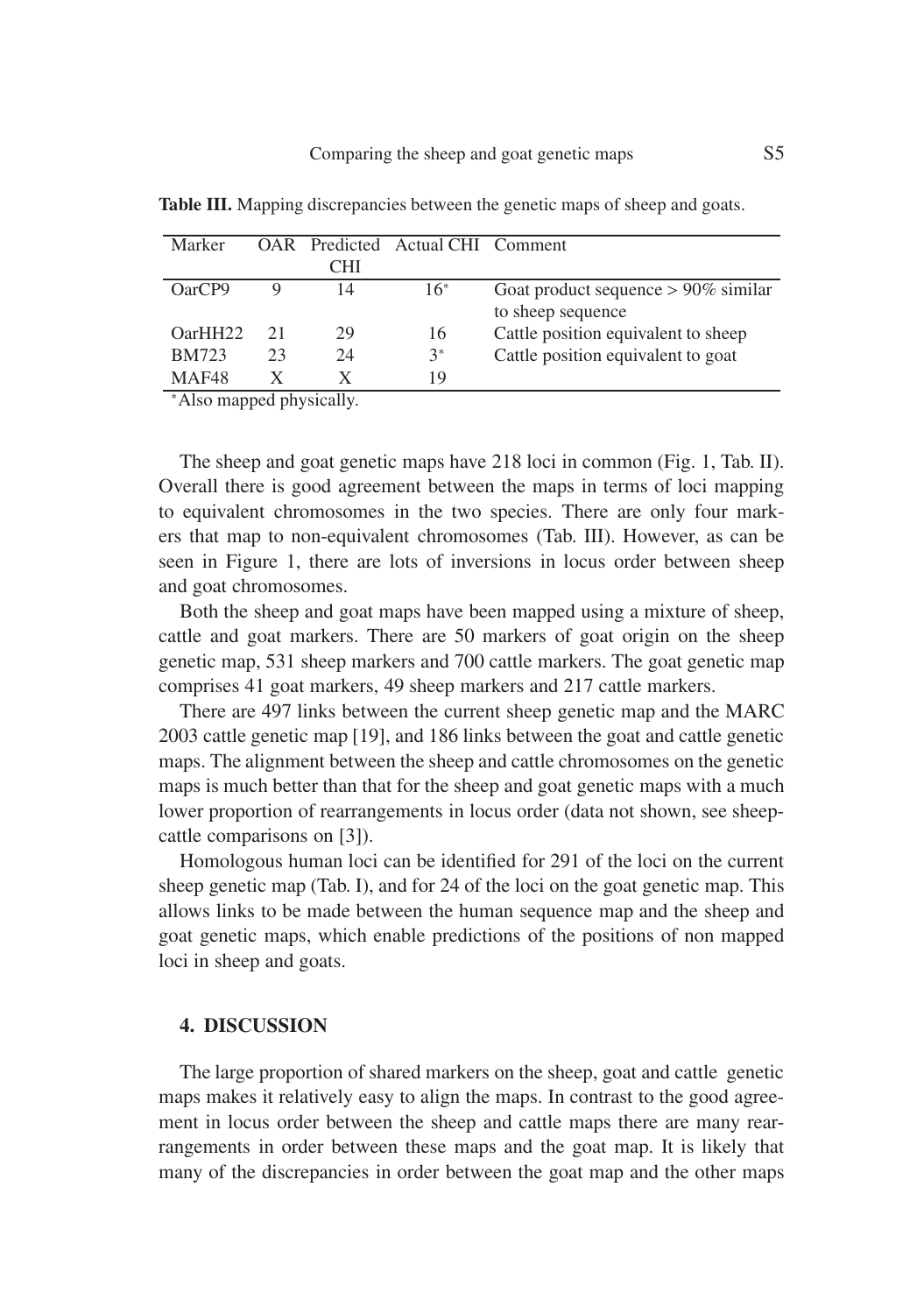**Table III.** Mapping discrepancies between the genetic maps of sheep and goats.

| Marker | OAR | Predicted CHI | Actual CHI | Comment |
|---|---|---|---|---|
| OarCP9 | 9 | 14 | 16* | Goat product sequence > 90% similar to sheep sequence |
| OarHH22 | 21 | 29 | 16 | Cattle position equivalent to sheep |
| BM723 | 23 | 24 | 3* | Cattle position equivalent to goat |
| MAF48 | X | X | 19 | |

*Also mapped physically.

The sheep and goat genetic maps have 218 loci in common (Fig. 1, Tab. II). Overall there is good agreement between the maps in terms of loci mapping to equivalent chromosomes in the two species. There are only four markers that map to non-equivalent chromosomes (Tab. III). However, as can be seen in Figure 1, there are lots of inversions in locus order between sheep and goat chromosomes.

Both the sheep and goat maps have been mapped using a mixture of sheep, cattle and goat markers. There are 50 markers of goat origin on the sheep genetic map, 531 sheep markers and 700 cattle markers. The goat genetic map comprises 41 goat markers, 49 sheep markers and 217 cattle markers.

There are 497 links between the current sheep genetic map and the MARC 2003 cattle genetic map [19], and 186 links between the goat and cattle genetic maps. The alignment between the sheep and cattle chromosomes on the genetic maps is much better than that for the sheep and goat genetic maps with a much lower proportion of rearrangements in locus order (data not shown, see sheep-cattle comparisons on [3]).

Homologous human loci can be identified for 291 of the loci on the current sheep genetic map (Tab. I), and for 24 of the loci on the goat genetic map. This allows links to be made between the human sequence map and the sheep and goat genetic maps, which enable predictions of the positions of non mapped loci in sheep and goats.

## 4. DISCUSSION

The large proportion of shared markers on the sheep, goat and cattle genetic maps makes it relatively easy to align the maps. In contrast to the good agreement in locus order between the sheep and cattle maps there are many rearrangements in order between these maps and the goat map. It is likely that many of the discrepancies in order between the goat map and the other maps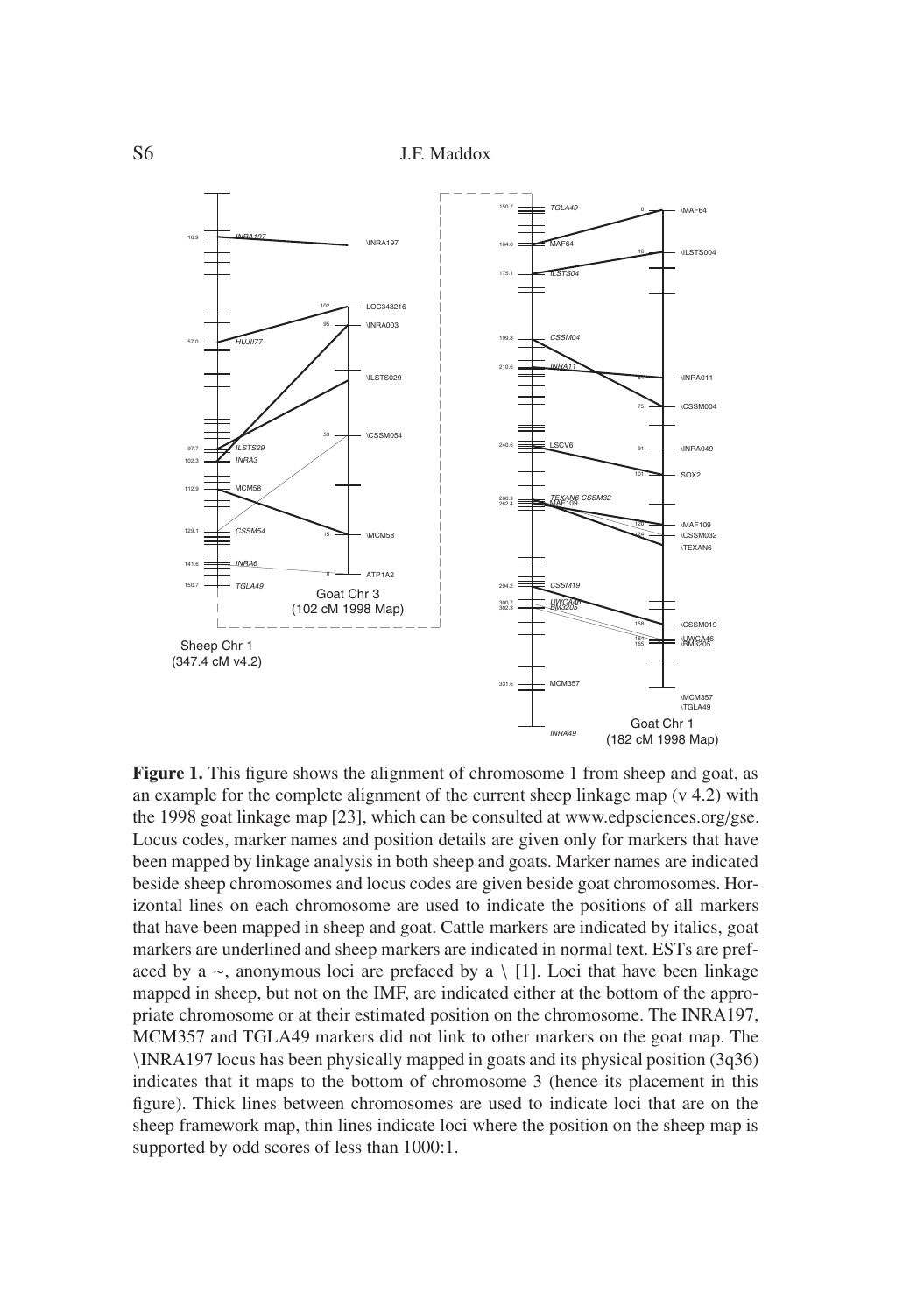**Figure 1.** This figure shows the alignment of chromosome 1 from sheep and goat, as an example for the complete alignment of the current sheep linkage map (v 4.2) with the 1998 goat linkage map [23], which can be consulted at www.edpsciences.org/gse. Locus codes, marker names and position details are given only for markers that have been mapped by linkage analysis in both sheep and goats. Marker names are indicated beside sheep chromosomes and locus codes are given beside goat chromosomes. Horizontal lines on each chromosome are used to indicate the positions of all markers that have been mapped in sheep and goat. Cattle markers are indicated by italics, goat markers are underlined and sheep markers are indicated in normal text. ESTs are prefaced by a ~, anonymous loci are prefaced by a \ [1]. Loci that have been linkage mapped in sheep, but not on the IMF, are indicated either at the bottom of the appropriate chromosome or at their estimated position on the chromosome. The INRA197, MCM357 and TGLA49 markers did not link to other markers on the goat map. The \INRA197 locus has been physically mapped in goats and its physical position (3q36) indicates that it maps to the bottom of chromosome 3 (hence its placement in this figure). Thick lines between chromosomes are used to indicate loci that are on the sheep framework map, thin lines indicate loci where the position on the sheep map is supported by odd scores of less than 1000:1.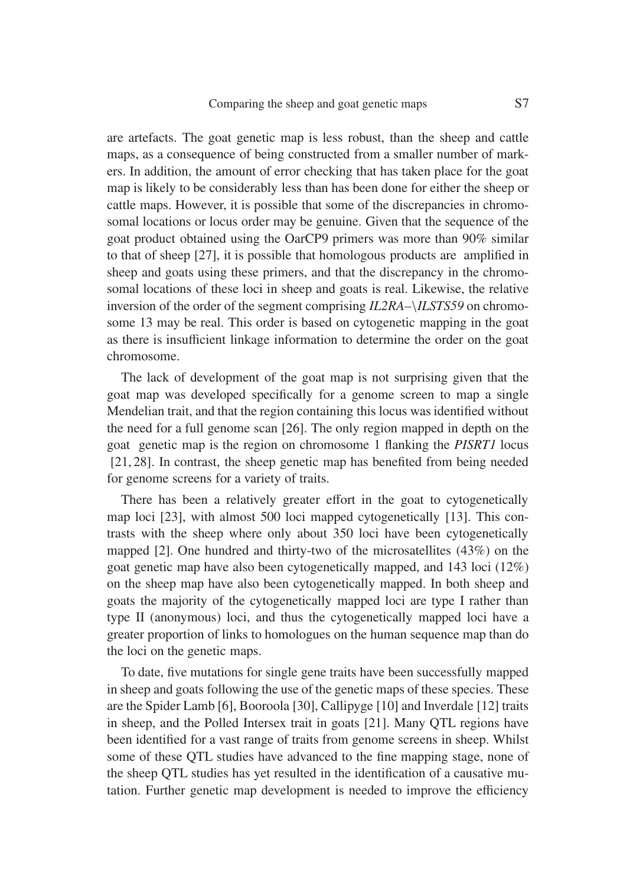are artefacts. The goat genetic map is less robust, than the sheep and cattle maps, as a consequence of being constructed from a smaller number of markers. In addition, the amount of error checking that has taken place for the goat map is likely to be considerably less than has been done for either the sheep or cattle maps. However, it is possible that some of the discrepancies in chromosomal locations or locus order may be genuine. Given that the sequence of the goat product obtained using the OarCP9 primers was more than 90% similar to that of sheep [27], it is possible that homologous products are amplified in sheep and goats using these primers, and that the discrepancy in the chromosomal locations of these loci in sheep and goats is real. Likewise, the relative inversion of the order of the segment comprising *IL2RA–\ILSTS59* on chromosome 13 may be real. This order is based on cytogenetic mapping in the goat as there is insufficient linkage information to determine the order on the goat chromosome.

The lack of development of the goat map is not surprising given that the goat map was developed specifically for a genome screen to map a single Mendelian trait, and that the region containing this locus was identified without the need for a full genome scan [26]. The only region mapped in depth on the goat genetic map is the region on chromosome 1 flanking the *PISRT1* locus [21, 28]. In contrast, the sheep genetic map has benefited from being needed for genome screens for a variety of traits.

There has been a relatively greater effort in the goat to cytogenetically map loci [23], with almost 500 loci mapped cytogenetically [13]. This contrasts with the sheep where only about 350 loci have been cytogenetically mapped [2]. One hundred and thirty-two of the microsatellites (43%) on the goat genetic map have also been cytogenetically mapped, and 143 loci (12%) on the sheep map have also been cytogenetically mapped. In both sheep and goats the majority of the cytogenetically mapped loci are type I rather than type II (anonymous) loci, and thus the cytogenetically mapped loci have a greater proportion of links to homologues on the human sequence map than do the loci on the genetic maps.

To date, five mutations for single gene traits have been successfully mapped in sheep and goats following the use of the genetic maps of these species. These are the Spider Lamb [6], Booroola [30], Callipyge [10] and Inverdale [12] traits in sheep, and the Polled Intersex trait in goats [21]. Many QTL regions have been identified for a vast range of traits from genome screens in sheep. Whilst some of these QTL studies have advanced to the fine mapping stage, none of the sheep QTL studies has yet resulted in the identification of a causative mutation. Further genetic map development is needed to improve the efficiency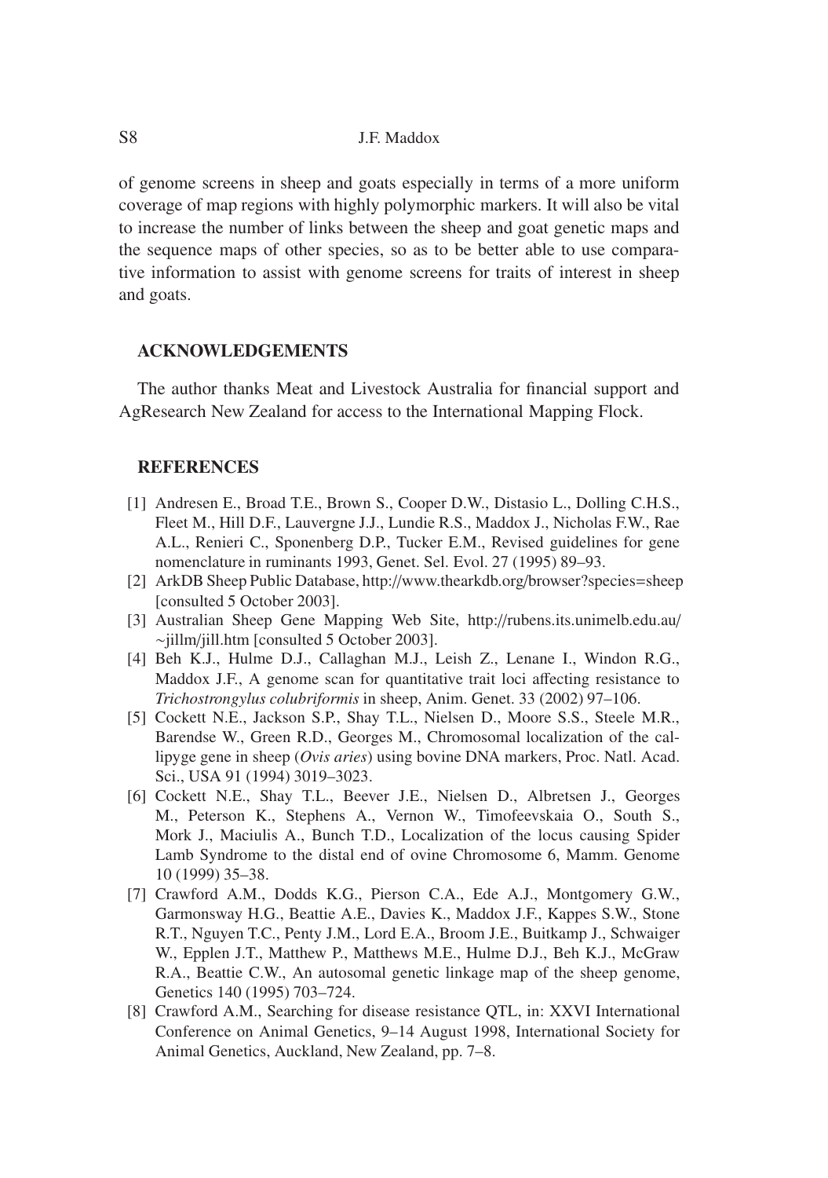of genome screens in sheep and goats especially in terms of a more uniform coverage of map regions with highly polymorphic markers. It will also be vital to increase the number of links between the sheep and goat genetic maps and the sequence maps of other species, so as to be better able to use comparative information to assist with genome screens for traits of interest in sheep and goats.

## ACKNOWLEDGEMENTS

The author thanks Meat and Livestock Australia for financial support and AgResearch New Zealand for access to the International Mapping Flock.

## REFERENCES

[1] Andresen E., Broad T.E., Brown S., Cooper D.W., Distasio L., Dolling C.H.S., Fleet M., Hill D.F., Lauvergne J.J., Lundie R.S., Maddox J., Nicholas F.W., Rae A.L., Renieri C., Sponenberg D.P., Tucker E.M., Revised guidelines for gene nomenclature in ruminants 1993, Genet. Sel. Evol. 27 (1995) 89–93.

[2] ArkDB Sheep Public Database, http://www.thearkdb.org/browser?species=sheep [consulted 5 October 2003].

[3] Australian Sheep Gene Mapping Web Site, http://rubens.its.unimelb.edu.au/~jillm/jill.htm [consulted 5 October 2003].

[4] Beh K.J., Hulme D.J., Callaghan M.J., Leish Z., Lenane I., Windon R.G., Maddox J.F., A genome scan for quantitative trait loci affecting resistance to *Trichostrongylus colubriformis* in sheep, Anim. Genet. 33 (2002) 97–106.

[5] Cockett N.E., Jackson S.P., Shay T.L., Nielsen D., Moore S.S., Steele M.R., Barendse W., Green R.D., Georges M., Chromosomal localization of the callipyge gene in sheep (*Ovis aries*) using bovine DNA markers, Proc. Natl. Acad. Sci., USA 91 (1994) 3019–3023.

[6] Cockett N.E., Shay T.L., Beever J.E., Nielsen D., Albretsen J., Georges M., Peterson K., Stephens A., Vernon W., Timofeevskaia O., South S., Mork J., Maciulis A., Bunch T.D., Localization of the locus causing Spider Lamb Syndrome to the distal end of ovine Chromosome 6, Mamm. Genome 10 (1999) 35–38.

[7] Crawford A.M., Dodds K.G., Pierson C.A., Ede A.J., Montgomery G.W., Garmonsway H.G., Beattie A.E., Davies K., Maddox J.F., Kappes S.W., Stone R.T., Nguyen T.C., Penty J.M., Lord E.A., Broom J.E., Buitkamp J., Schwaiger W., Epplen J.T., Matthew P., Matthews M.E., Hulme D.J., Beh K.J., McGraw R.A., Beattie C.W., An autosomal genetic linkage map of the sheep genome, Genetics 140 (1995) 703–724.

[8] Crawford A.M., Searching for disease resistance QTL, in: XXVI International Conference on Animal Genetics, 9–14 August 1998, International Society for Animal Genetics, Auckland, New Zealand, pp. 7–8.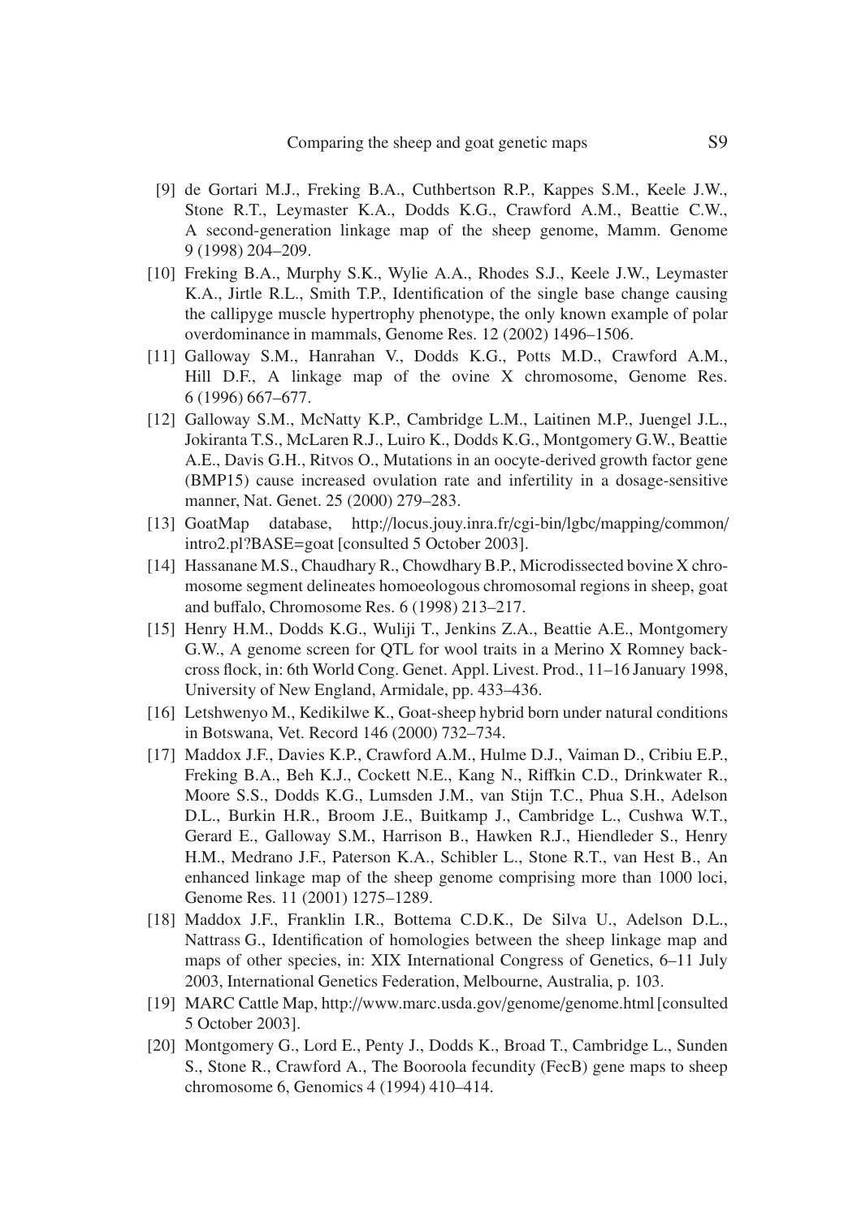[9] de Gortari M.J., Freking B.A., Cuthbertson R.P., Kappes S.M., Keele J.W., Stone R.T., Leymaster K.A., Dodds K.G., Crawford A.M., Beattie C.W., A second-generation linkage map of the sheep genome, Mamm. Genome 9 (1998) 204–209.

[10] Freking B.A., Murphy S.K., Wylie A.A., Rhodes S.J., Keele J.W., Leymaster K.A., Jirtle R.L., Smith T.P., Identification of the single base change causing the callipyge muscle hypertrophy phenotype, the only known example of polar overdominance in mammals, Genome Res. 12 (2002) 1496–1506.

[11] Galloway S.M., Hanrahan V., Dodds K.G., Potts M.D., Crawford A.M., Hill D.F., A linkage map of the ovine X chromosome, Genome Res. 6 (1996) 667–677.

[12] Galloway S.M., McNatty K.P., Cambridge L.M., Laitinen M.P., Juengel J.L., Jokiranta T.S., McLaren R.J., Luiro K., Dodds K.G., Montgomery G.W., Beattie A.E., Davis G.H., Ritvos O., Mutations in an oocyte-derived growth factor gene (BMP15) cause increased ovulation rate and infertility in a dosage-sensitive manner, Nat. Genet. 25 (2000) 279–283.

[13] GoatMap database, http://locus.jouy.inra.fr/cgi-bin/lgbc/mapping/common/intro2.pl?BASE=goat [consulted 5 October 2003].

[14] Hassanane M.S., Chaudhary R., Chowdhary B.P., Microdissected bovine X chromosome segment delineates homoeologous chromosomal regions in sheep, goat and buffalo, Chromosome Res. 6 (1998) 213–217.

[15] Henry H.M., Dodds K.G., Wuliji T., Jenkins Z.A., Beattie A.E., Montgomery G.W., A genome screen for QTL for wool traits in a Merino X Romney backcross flock, in: 6th World Cong. Genet. Appl. Livest. Prod., 11–16 January 1998, University of New England, Armidale, pp. 433–436.

[16] Letshwenyo M., Kedikilwe K., Goat-sheep hybrid born under natural conditions in Botswana, Vet. Record 146 (2000) 732–734.

[17] Maddox J.F., Davies K.P., Crawford A.M., Hulme D.J., Vaiman D., Cribiu E.P., Freking B.A., Beh K.J., Cockett N.E., Kang N., Riffkin C.D., Drinkwater R., Moore S.S., Dodds K.G., Lumsden J.M., van Stijn T.C., Phua S.H., Adelson D.L., Burkin H.R., Broom J.E., Buitkamp J., Cambridge L., Cushwa W.T., Gerard E., Galloway S.M., Harrison B., Hawken R.J., Hiendleder S., Henry H.M., Medrano J.F., Paterson K.A., Schibler L., Stone R.T., van Hest B., An enhanced linkage map of the sheep genome comprising more than 1000 loci, Genome Res. 11 (2001) 1275–1289.

[18] Maddox J.F., Franklin I.R., Bottema C.D.K., De Silva U., Adelson D.L., Nattrass G., Identification of homologies between the sheep linkage map and maps of other species, in: XIX International Congress of Genetics, 6–11 July 2003, International Genetics Federation, Melbourne, Australia, p. 103.

[19] MARC Cattle Map, http://www.marc.usda.gov/genome/genome.html [consulted 5 October 2003].

[20] Montgomery G., Lord E., Penty J., Dodds K., Broad T., Cambridge L., Sunden S., Stone R., Crawford A., The Booroola fecundity (FecB) gene maps to sheep chromosome 6, Genomics 4 (1994) 410–414.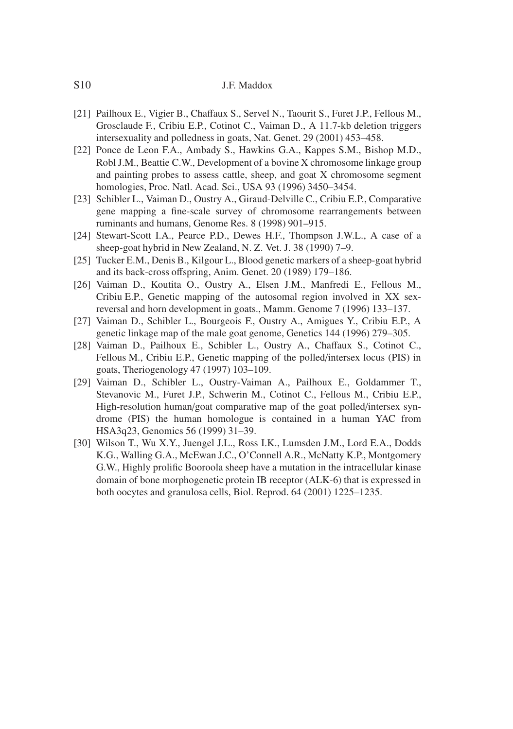[21] Pailhoux E., Vigier B., Chaffaux S., Servel N., Taourit S., Furet J.P., Fellous M., Grosclaude F., Cribiu E.P., Cotinot C., Vaiman D., A 11.7-kb deletion triggers intersexuality and polledness in goats, Nat. Genet. 29 (2001) 453–458.

[22] Ponce de Leon F.A., Ambady S., Hawkins G.A., Kappes S.M., Bishop M.D., Robl J.M., Beattie C.W., Development of a bovine X chromosome linkage group and painting probes to assess cattle, sheep, and goat X chromosome segment homologies, Proc. Natl. Acad. Sci., USA 93 (1996) 3450–3454.

[23] Schibler L., Vaiman D., Oustry A., Giraud-Delville C., Cribiu E.P., Comparative gene mapping a fine-scale survey of chromosome rearrangements between ruminants and humans, Genome Res. 8 (1998) 901–915.

[24] Stewart-Scott I.A., Pearce P.D., Dewes H.F., Thompson J.W.L., A case of a sheep-goat hybrid in New Zealand, N. Z. Vet. J. 38 (1990) 7–9.

[25] Tucker E.M., Denis B., Kilgour L., Blood genetic markers of a sheep-goat hybrid and its back-cross offspring, Anim. Genet. 20 (1989) 179–186.

[26] Vaiman D., Koutita O., Oustry A., Elsen J.M., Manfredi E., Fellous M., Cribiu E.P., Genetic mapping of the autosomal region involved in XX sex-reversal and horn development in goats., Mamm. Genome 7 (1996) 133–137.

[27] Vaiman D., Schibler L., Bourgeois F., Oustry A., Amigues Y., Cribiu E.P., A genetic linkage map of the male goat genome, Genetics 144 (1996) 279–305.

[28] Vaiman D., Pailhoux E., Schibler L., Oustry A., Chaffaux S., Cotinot C., Fellous M., Cribiu E.P., Genetic mapping of the polled/intersex locus (PIS) in goats, Theriogenology 47 (1997) 103–109.

[29] Vaiman D., Schibler L., Oustry-Vaiman A., Pailhoux E., Goldammer T., Stevanovic M., Furet J.P., Schwerin M., Cotinot C., Fellous M., Cribiu E.P., High-resolution human/goat comparative map of the goat polled/intersex syndrome (PIS) the human homologue is contained in a human YAC from HSA3q23, Genomics 56 (1999) 31–39.

[30] Wilson T., Wu X.Y., Juengel J.L., Ross I.K., Lumsden J.M., Lord E.A., Dodds K.G., Walling G.A., McEwan J.C., O'Connell A.R., McNatty K.P., Montgomery G.W., Highly prolific Booroola sheep have a mutation in the intracellular kinase domain of bone morphogenetic protein IB receptor (ALK-6) that is expressed in both oocytes and granulosa cells, Biol. Reprod. 64 (2001) 1225–1235.